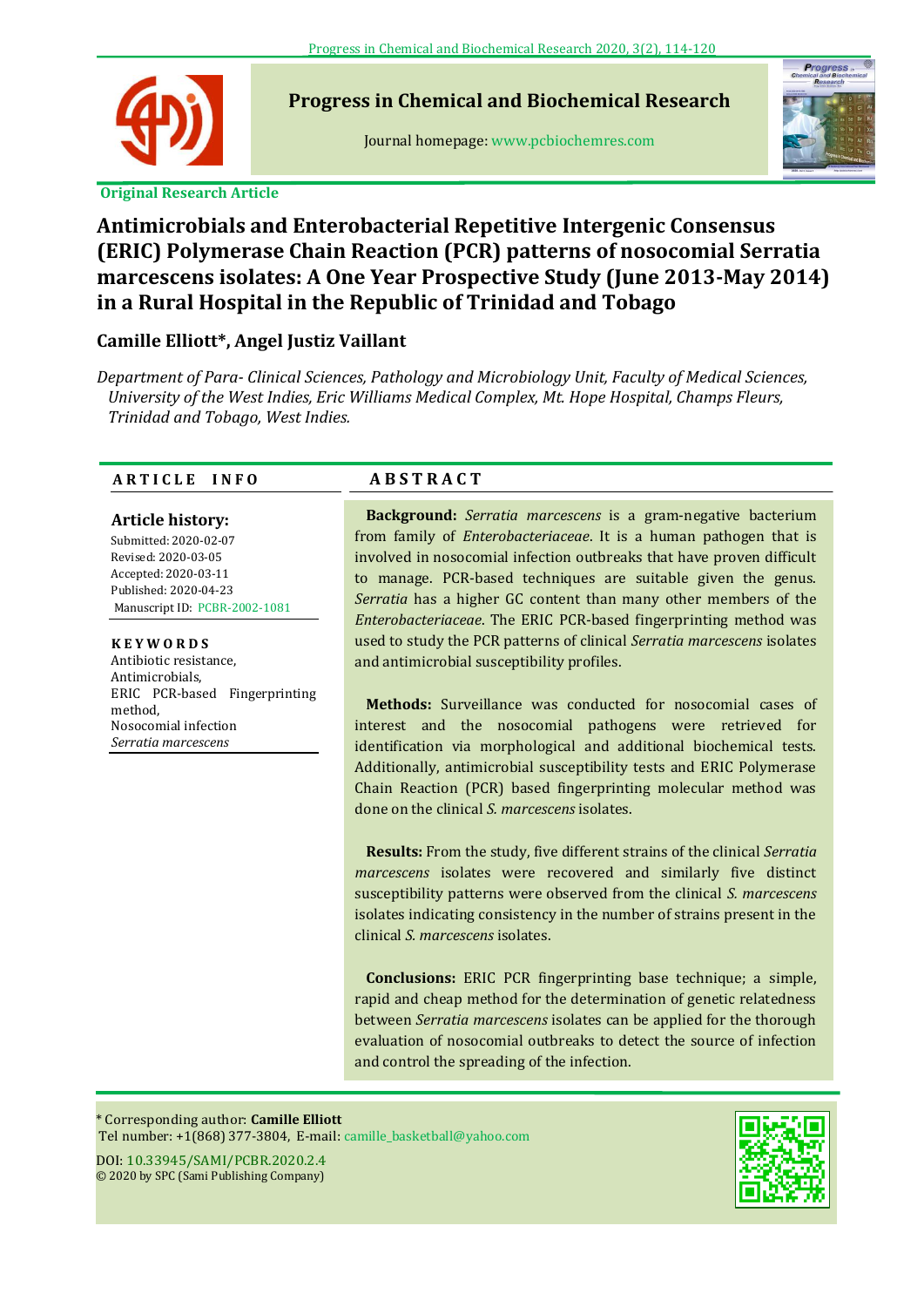Progress in Chemical and Biochemical Research

Journal homepage: www.pcbiochemres.com

**Original Research Article**

# Antimicrobials and Enterobacterial Repetitive Intergenic Consensus (ERIC) Polymerase Chain Reaction (PCR) patterns of nosocomial Serratia marcescens isolates: A One Year Prospective Study (June 2013-May 2014) in a Rural Hospital in the Republic of Trinidad and Tobago

**Camille Elliott\*, Angel Justiz Vaillant**

*Department of Para- Clinical Sciences, Pathology and Microbiology Unit, Faculty of Medical Sciences, University of the West Indies, Eric Williams Medical Complex, Mt. Hope Hospital, Champs Fleurs, Trinidad and Tobago, West Indies.*

## ARTICLE INFO

**Article history:**

Submitted: 2020-02-07
Revised: 2020-03-05
Accepted: 2020-03-11
Published: 2020-04-23
Manuscript ID: PCBR-2002-1081

**KEYWORDS**

Antibiotic resistance,
Antimicrobials,
ERIC PCR-based Fingerprinting method,
Nosocomial infection
*Serratia marcescens*

## ABSTRACT

**Background:** *Serratia marcescens* is a gram-negative bacterium from family of *Enterobacteriaceae*. It is a human pathogen that is involved in nosocomial infection outbreaks that have proven difficult to manage. PCR-based techniques are suitable given the genus. *Serratia* has a higher GC content than many other members of the *Enterobacteriaceae*. The ERIC PCR-based fingerprinting method was used to study the PCR patterns of clinical *Serratia marcescens* isolates and antimicrobial susceptibility profiles.

**Methods:** Surveillance was conducted for nosocomial cases of interest and the nosocomial pathogens were retrieved for identification via morphological and additional biochemical tests. Additionally, antimicrobial susceptibility tests and ERIC Polymerase Chain Reaction (PCR) based fingerprinting molecular method was done on the clinical *S. marcescens* isolates.

**Results:** From the study, five different strains of the clinical *Serratia marcescens* isolates were recovered and similarly five distinct susceptibility patterns were observed from the clinical *S. marcescens* isolates indicating consistency in the number of strains present in the clinical *S. marcescens* isolates.

**Conclusions:** ERIC PCR fingerprinting base technique; a simple, rapid and cheap method for the determination of genetic relatedness between *Serratia marcescens* isolates can be applied for the thorough evaluation of nosocomial outbreaks to detect the source of infection and control the spreading of the infection.

\* Corresponding author: **Camille Elliott**
Tel number: +1(868) 377-3804, E-mail: camille_basketball@yahoo.com

DOI: 10.33945/SAMI/PCBR.2020.2.4
© 2020 by SPC (Sami Publishing Company)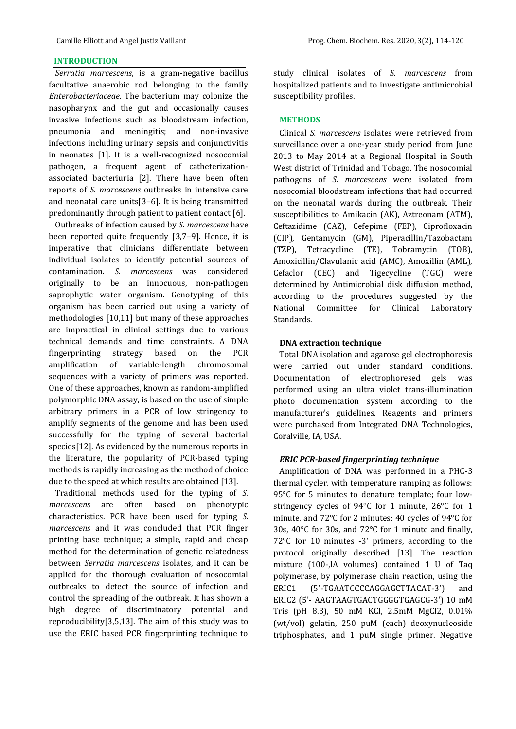## INTRODUCTION

*Serratia marcescens*, is a gram-negative bacillus facultative anaerobic rod belonging to the family *Enterobacteriaceae.* The bacterium may colonize the nasopharynx and the gut and occasionally causes invasive infections such as bloodstream infection, pneumonia and meningitis; and non-invasive infections including urinary sepsis and conjunctivitis in neonates [1]. It is a well-recognized nosocomial pathogen, a frequent agent of catheterization-associated bacteriuria [2]. There have been often reports of *S. marcescens* outbreaks in intensive care and neonatal care units[3–6]. It is being transmitted predominantly through patient to patient contact [6].

Outbreaks of infection caused by *S. marcescens* have been reported quite frequently [3,7–9]. Hence, it is imperative that clinicians differentiate between individual isolates to identify potential sources of contamination. *S. marcescens* was considered originally to be an innocuous, non-pathogen saprophytic water organism. Genotyping of this organism has been carried out using a variety of methodologies [10,11] but many of these approaches are impractical in clinical settings due to various technical demands and time constraints. A DNA fingerprinting strategy based on the PCR amplification of variable-length chromosomal sequences with a variety of primers was reported. One of these approaches, known as random-amplified polymorphic DNA assay, is based on the use of simple arbitrary primers in a PCR of low stringency to amplify segments of the genome and has been used successfully for the typing of several bacterial species[12]. As evidenced by the numerous reports in the literature, the popularity of PCR-based typing methods is rapidly increasing as the method of choice due to the speed at which results are obtained [13].

Traditional methods used for the typing of *S. marcescens* are often based on phenotypic characteristics. PCR have been used for typing *S. marcescens* and it was concluded that PCR finger printing base technique; a simple, rapid and cheap method for the determination of genetic relatedness between *Serratia marcescens* isolates, and it can be applied for the thorough evaluation of nosocomial outbreaks to detect the source of infection and control the spreading of the outbreak. It has shown a high degree of discriminatory potential and reproducibility[3,5,13]. The aim of this study was to use the ERIC based PCR fingerprinting technique to study clinical isolates of *S. marcescens* from hospitalized patients and to investigate antimicrobial susceptibility profiles.

## METHODS

Clinical *S. marcescens* isolates were retrieved from surveillance over a one-year study period from June 2013 to May 2014 at a Regional Hospital in South West district of Trinidad and Tobago. The nosocomial pathogens of *S. marcescens* were isolated from nosocomial bloodstream infections that had occurred on the neonatal wards during the outbreak. Their susceptibilities to Amikacin (AK), Aztreonam (ATM), Ceftazidime (CAZ), Cefepime (FEP), Ciprofloxacin (CIP), Gentamycin (GM), Piperacillin/Tazobactam (TZP), Tetracycline (TE), Tobramycin (TOB), Amoxicillin/Clavulanic acid (AMC), Amoxillin (AML), Cefaclor (CEC) and Tigecycline (TGC) were determined by Antimicrobial disk diffusion method, according to the procedures suggested by the National Committee for Clinical Laboratory Standards.

### DNA extraction technique

Total DNA isolation and agarose gel electrophoresis were carried out under standard conditions. Documentation of electrophoresed gels was performed using an ultra violet trans-illumination photo documentation system according to the manufacturer's guidelines. Reagents and primers were purchased from Integrated DNA Technologies, Coralville, IA, USA.

### *ERIC PCR-based fingerprinting technique*

Amplification of DNA was performed in a PHC-3 thermal cycler, with temperature ramping as follows: 95°C for 5 minutes to denature template; four low-stringency cycles of 94°C for 1 minute, 26°C for 1 minute, and 72°C for 2 minutes; 40 cycles of 94°C for 30s, 40°C for 30s, and 72°C for 1 minute and finally, 72°C for 10 minutes -3' primers, according to the protocol originally described [13]. The reaction mixture (100-,lA volumes) contained 1 U of Taq polymerase, by polymerase chain reaction, using the ERIC1 (5'-TGAATCCCCAGGAGCTTACAT-3') and ERIC2 (5'- AAGTAAGTGACTGGGGTGAGCG-3') 10 mM Tris (pH 8.3), 50 mM KCl, 2.5mM MgCl2, 0.01% (wt/vol) gelatin, 250 puM (each) deoxynucleoside triphosphates, and 1 puM single primer. Negative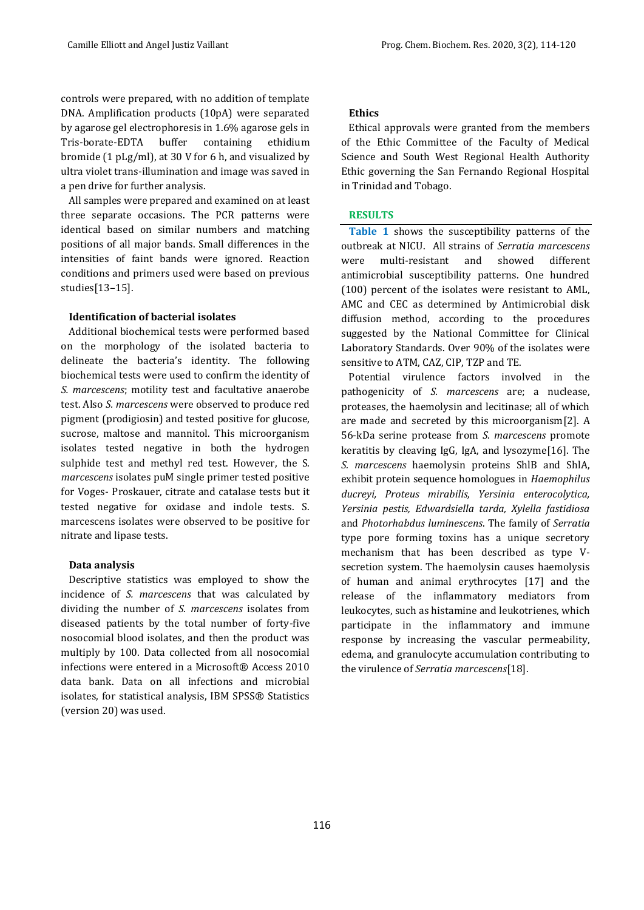controls were prepared, with no addition of template DNA. Amplification products (10pA) were separated by agarose gel electrophoresis in 1.6% agarose gels in Tris-borate-EDTA buffer containing ethidium bromide (1 pLg/ml), at 30 V for 6 h, and visualized by ultra violet trans-illumination and image was saved in a pen drive for further analysis.

All samples were prepared and examined on at least three separate occasions. The PCR patterns were identical based on similar numbers and matching positions of all major bands. Small differences in the intensities of faint bands were ignored. Reaction conditions and primers used were based on previous studies[13–15].

### Identification of bacterial isolates

Additional biochemical tests were performed based on the morphology of the isolated bacteria to delineate the bacteria's identity. The following biochemical tests were used to confirm the identity of *S. marcescens*; motility test and facultative anaerobe test. Also *S. marcescens* were observed to produce red pigment (prodigiosin) and tested positive for glucose, sucrose, maltose and mannitol. This microorganism isolates tested negative in both the hydrogen sulphide test and methyl red test. However, the *S. marcescens* isolates puM single primer tested positive for Voges- Proskauer, citrate and catalase tests but it tested negative for oxidase and indole tests. S. marcescens isolates were observed to be positive for nitrate and lipase tests.

### Data analysis

Descriptive statistics was employed to show the incidence of *S. marcescens* that was calculated by dividing the number of *S. marcescens* isolates from diseased patients by the total number of forty-five nosocomial blood isolates, and then the product was multiply by 100. Data collected from all nosocomial infections were entered in a Microsoft® Access 2010 data bank. Data on all infections and microbial isolates, for statistical analysis, IBM SPSS® Statistics (version 20) was used.

### Ethics

Ethical approvals were granted from the members of the Ethic Committee of the Faculty of Medical Science and South West Regional Health Authority Ethic governing the San Fernando Regional Hospital in Trinidad and Tobago.

## RESULTS

**Table 1** shows the susceptibility patterns of the outbreak at NICU. All strains of *Serratia marcescens* were multi-resistant and showed different antimicrobial susceptibility patterns. One hundred (100) percent of the isolates were resistant to AML, AMC and CEC as determined by Antimicrobial disk diffusion method, according to the procedures suggested by the National Committee for Clinical Laboratory Standards. Over 90% of the isolates were sensitive to ATM, CAZ, CIP, TZP and TE.

Potential virulence factors involved in the pathogenicity of *S. marcescens* are; a nuclease, proteases, the haemolysin and lecitinase; all of which are made and secreted by this microorganism[2]. A 56-kDa serine protease from *S. marcescens* promote keratitis by cleaving IgG, IgA, and lysozyme[16]. The *S. marcescens* haemolysin proteins ShlB and ShlA, exhibit protein sequence homologues in *Haemophilus ducreyi, Proteus mirabilis, Yersinia enterocolytica, Yersinia pestis, Edwardsiella tarda, Xylella fastidiosa* and *Photorhabdus luminescens*. The family of *Serratia* type pore forming toxins has a unique secretory mechanism that has been described as type V-secretion system. The haemolysin causes haemolysis of human and animal erythrocytes [17] and the release of the inflammatory mediators from leukocytes, such as histamine and leukotrienes, which participate in the inflammatory and immune response by increasing the vascular permeability, edema, and granulocyte accumulation contributing to the virulence of *Serratia marcescens*[18].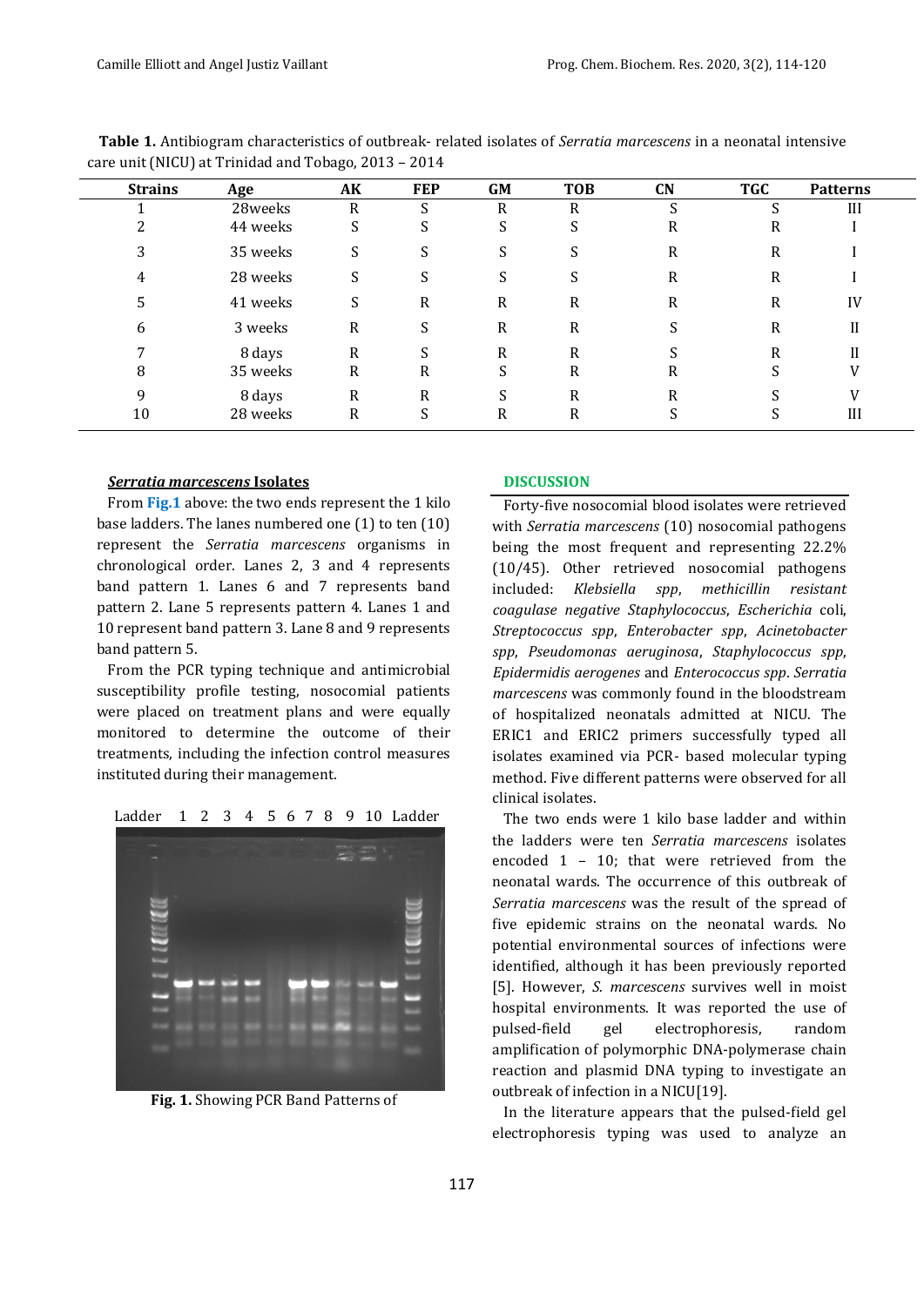**Table 1.** Antibiogram characteristics of outbreak- related isolates of *Serratia marcescens* in a neonatal intensive care unit (NICU) at Trinidad and Tobago, 2013 – 2014

| Strains | Age | AK | FEP | GM | TOB | CN | TGC | Patterns |
|---|---|---|---|---|---|---|---|---|
| 1 | 28weeks | R | S | R | R | S | S | III |
| 2 | 44 weeks | S | S | S | S | R | R | I |
| 3 | 35 weeks | S | S | S | S | R | R | I |
| 4 | 28 weeks | S | S | S | S | R | R | I |
| 5 | 41 weeks | S | R | R | R | R | R | IV |
| 6 | 3 weeks | R | S | R | R | S | R | II |
| 7 | 8 days | R | S | R | R | S | R | II |
| 8 | 35 weeks | R | R | S | R | R | S | V |
| 9 | 8 days | R | R | S | R | R | S | V |
| 10 | 28 weeks | R | S | R | R | S | S | III |

***Serratia marcescens* Isolates**

From **Fig.1** above: the two ends represent the 1 kilo base ladders. The lanes numbered one (1) to ten (10) represent the *Serratia marcescens* organisms in chronological order. Lanes 2, 3 and 4 represents band pattern 1. Lanes 6 and 7 represents band pattern 2. Lane 5 represents pattern 4. Lanes 1 and 10 represent band pattern 3. Lane 8 and 9 represents band pattern 5.

From the PCR typing technique and antimicrobial susceptibility profile testing, nosocomial patients were placed on treatment plans and were equally monitored to determine the outcome of their treatments, including the infection control measures instituted during their management.

Ladder 1 2 3 4 5 6 7 8 9 10 Ladder

**Fig. 1.** Showing PCR Band Patterns of

## DISCUSSION

Forty-five nosocomial blood isolates were retrieved with *Serratia marcescens* (10) nosocomial pathogens being the most frequent and representing 22.2% (10/45). Other retrieved nosocomial pathogens included: *Klebsiella spp*, *methicillin resistant coagulase negative Staphylococcus*, *Escherichia* coli, *Streptococcus spp*, *Enterobacter spp*, *Acinetobacter spp*, *Pseudomonas aeruginosa*, *Staphylococcus spp*, *Epidermidis aerogenes* and *Enterococcus spp*. *Serratia marcescens* was commonly found in the bloodstream of hospitalized neonatals admitted at NICU. The ERIC1 and ERIC2 primers successfully typed all isolates examined via PCR- based molecular typing method. Five different patterns were observed for all clinical isolates.

The two ends were 1 kilo base ladder and within the ladders were ten *Serratia marcescens* isolates encoded 1 – 10; that were retrieved from the neonatal wards. The occurrence of this outbreak of *Serratia marcescens* was the result of the spread of five epidemic strains on the neonatal wards. No potential environmental sources of infections were identified, although it has been previously reported [5]. However, *S. marcescens* survives well in moist hospital environments. It was reported the use of pulsed-field gel electrophoresis, random amplification of polymorphic DNA-polymerase chain reaction and plasmid DNA typing to investigate an outbreak of infection in a NICU[19].

In the literature appears that the pulsed-field gel electrophoresis typing was used to analyze an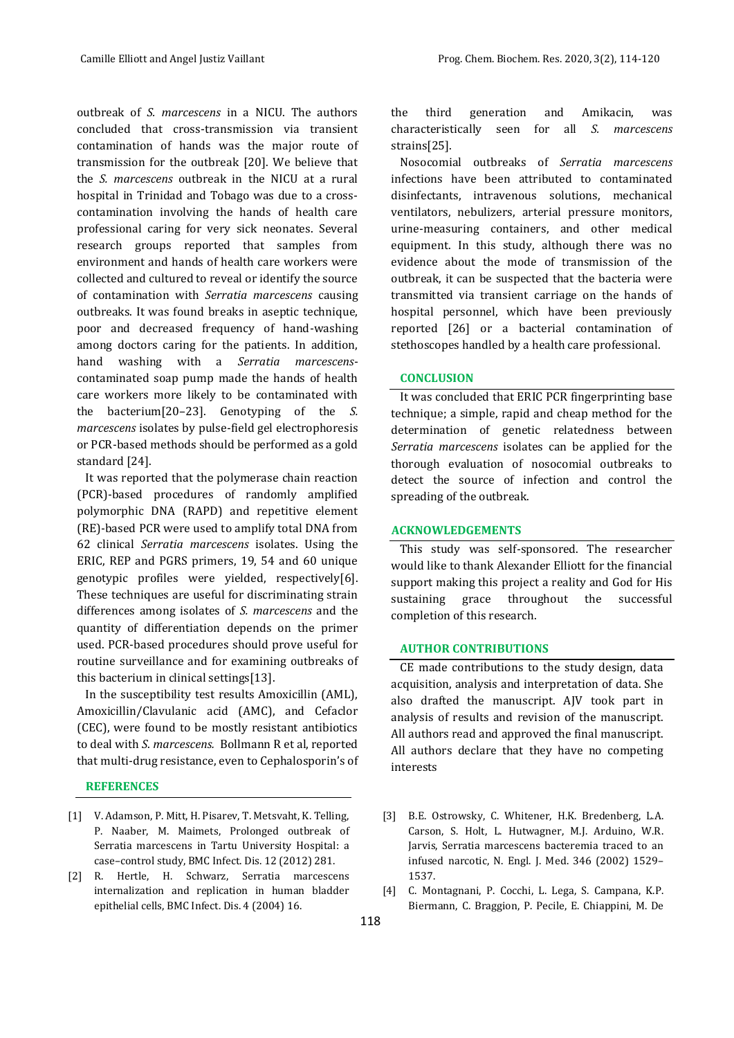outbreak of *S. marcescens* in a NICU. The authors concluded that cross-transmission via transient contamination of hands was the major route of transmission for the outbreak [20]. We believe that the *S. marcescens* outbreak in the NICU at a rural hospital in Trinidad and Tobago was due to a cross-contamination involving the hands of health care professional caring for very sick neonates. Several research groups reported that samples from environment and hands of health care workers were collected and cultured to reveal or identify the source of contamination with *Serratia marcescens* causing outbreaks. It was found breaks in aseptic technique, poor and decreased frequency of hand-washing among doctors caring for the patients. In addition, hand washing with a *Serratia marcescens*-contaminated soap pump made the hands of health care workers more likely to be contaminated with the bacterium[20–23]. Genotyping of the *S. marcescens* isolates by pulse-field gel electrophoresis or PCR-based methods should be performed as a gold standard [24].

It was reported that the polymerase chain reaction (PCR)-based procedures of randomly amplified polymorphic DNA (RAPD) and repetitive element (RE)-based PCR were used to amplify total DNA from 62 clinical *Serratia marcescens* isolates. Using the ERIC, REP and PGRS primers, 19, 54 and 60 unique genotypic profiles were yielded, respectively[6]. These techniques are useful for discriminating strain differences among isolates of *S. marcescens* and the quantity of differentiation depends on the primer used. PCR-based procedures should prove useful for routine surveillance and for examining outbreaks of this bacterium in clinical settings[13].

In the susceptibility test results Amoxicillin (AML), Amoxicillin/Clavulanic acid (AMC), and Cefaclor (CEC), were found to be mostly resistant antibiotics to deal with *S. marcescens.* Bollmann R et al, reported that multi-drug resistance, even to Cephalosporin's of the third generation and Amikacin, was characteristically seen for all *S. marcescens* strains[25].

Nosocomial outbreaks of *Serratia marcescens* infections have been attributed to contaminated disinfectants, intravenous solutions, mechanical ventilators, nebulizers, arterial pressure monitors, urine-measuring containers, and other medical equipment. In this study, although there was no evidence about the mode of transmission of the outbreak, it can be suspected that the bacteria were transmitted via transient carriage on the hands of hospital personnel, which have been previously reported [26] or a bacterial contamination of stethoscopes handled by a health care professional.

## CONCLUSION

It was concluded that ERIC PCR fingerprinting base technique; a simple, rapid and cheap method for the determination of genetic relatedness between *Serratia marcescens* isolates can be applied for the thorough evaluation of nosocomial outbreaks to detect the source of infection and control the spreading of the outbreak.

## ACKNOWLEDGEMENTS

This study was self-sponsored. The researcher would like to thank Alexander Elliott for the financial support making this project a reality and God for His sustaining grace throughout the successful completion of this research.

## AUTHOR CONTRIBUTIONS

CE made contributions to the study design, data acquisition, analysis and interpretation of data. She also drafted the manuscript. AJV took part in analysis of results and revision of the manuscript. All authors read and approved the final manuscript. All authors declare that they have no competing interests

## REFERENCES

[1] V. Adamson, P. Mitt, H. Pisarev, T. Metsvaht, K. Telling, P. Naaber, M. Maimets, Prolonged outbreak of Serratia marcescens in Tartu University Hospital: a case–control study, BMC Infect. Dis. 12 (2012) 281.

[2] R. Hertle, H. Schwarz, Serratia marcescens internalization and replication in human bladder epithelial cells, BMC Infect. Dis. 4 (2004) 16.

[3] B.E. Ostrowsky, C. Whitener, H.K. Bredenberg, L.A. Carson, S. Holt, L. Hutwagner, M.J. Arduino, W.R. Jarvis, Serratia marcescens bacteremia traced to an infused narcotic, N. Engl. J. Med. 346 (2002) 1529–1537.

[4] C. Montagnani, P. Cocchi, L. Lega, S. Campana, K.P. Biermann, C. Braggion, P. Pecile, E. Chiappini, M. De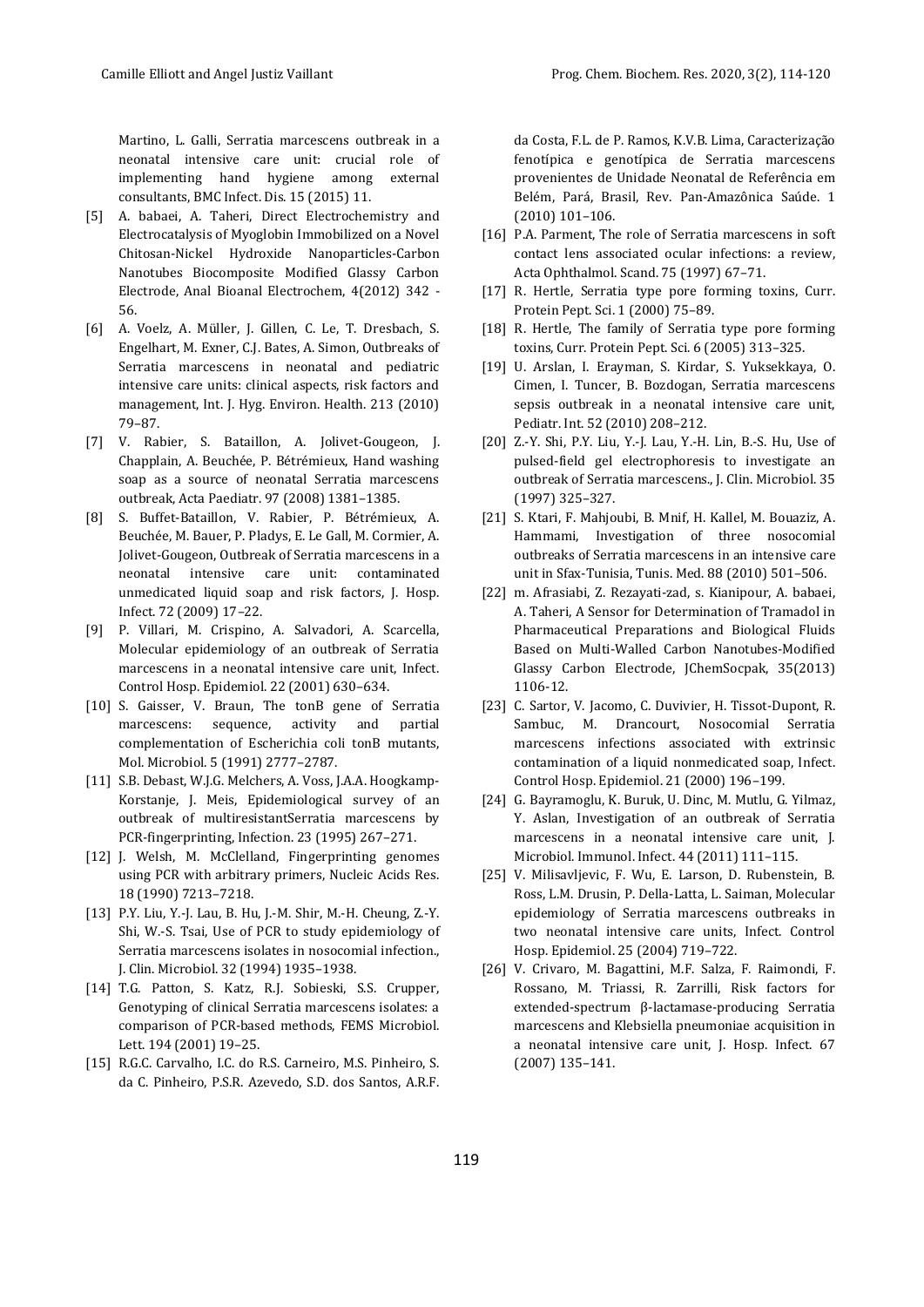Martino, L. Galli, Serratia marcescens outbreak in a neonatal intensive care unit: crucial role of implementing hand hygiene among external consultants, BMC Infect. Dis. 15 (2015) 11.

[5] A. babaei, A. Taheri, Direct Electrochemistry and Electrocatalysis of Myoglobin Immobilized on a Novel Chitosan-Nickel Hydroxide Nanoparticles-Carbon Nanotubes Biocomposite Modified Glassy Carbon Electrode, Anal Bioanal Electrochem, 4(2012) 342 - 56.

[6] A. Voelz, A. Müller, J. Gillen, C. Le, T. Dresbach, S. Engelhart, M. Exner, C.J. Bates, A. Simon, Outbreaks of Serratia marcescens in neonatal and pediatric intensive care units: clinical aspects, risk factors and management, Int. J. Hyg. Environ. Health. 213 (2010) 79–87.

[7] V. Rabier, S. Bataillon, A. Jolivet-Gougeon, J. Chapplain, A. Beuchée, P. Bétrémieux, Hand washing soap as a source of neonatal Serratia marcescens outbreak, Acta Paediatr. 97 (2008) 1381–1385.

[8] S. Buffet-Bataillon, V. Rabier, P. Bétrémieux, A. Beuchée, M. Bauer, P. Pladys, E. Le Gall, M. Cormier, A. Jolivet-Gougeon, Outbreak of Serratia marcescens in a neonatal intensive care unit: contaminated unmedicated liquid soap and risk factors, J. Hosp. Infect. 72 (2009) 17–22.

[9] P. Villari, M. Crispino, A. Salvadori, A. Scarcella, Molecular epidemiology of an outbreak of Serratia marcescens in a neonatal intensive care unit, Infect. Control Hosp. Epidemiol. 22 (2001) 630–634.

[10] S. Gaisser, V. Braun, The tonB gene of Serratia marcescens: sequence, activity and partial complementation of Escherichia coli tonB mutants, Mol. Microbiol. 5 (1991) 2777–2787.

[11] S.B. Debast, W.J.G. Melchers, A. Voss, J.A.A. Hoogkamp-Korstanje, J. Meis, Epidemiological survey of an outbreak of multiresistantSerratia marcescens by PCR-fingerprinting, Infection. 23 (1995) 267–271.

[12] J. Welsh, M. McClelland, Fingerprinting genomes using PCR with arbitrary primers, Nucleic Acids Res. 18 (1990) 7213–7218.

[13] P.Y. Liu, Y.-J. Lau, B. Hu, J.-M. Shir, M.-H. Cheung, Z.-Y. Shi, W.-S. Tsai, Use of PCR to study epidemiology of Serratia marcescens isolates in nosocomial infection., J. Clin. Microbiol. 32 (1994) 1935–1938.

[14] T.G. Patton, S. Katz, R.J. Sobieski, S.S. Crupper, Genotyping of clinical Serratia marcescens isolates: a comparison of PCR-based methods, FEMS Microbiol. Lett. 194 (2001) 19–25.

[15] R.G.C. Carvalho, I.C. do R.S. Carneiro, M.S. Pinheiro, S. da C. Pinheiro, P.S.R. Azevedo, S.D. dos Santos, A.R.F. da Costa, F.L. de P. Ramos, K.V.B. Lima, Caracterização fenotípica e genotípica de Serratia marcescens provenientes de Unidade Neonatal de Referência em Belém, Pará, Brasil, Rev. Pan-Amazônica Saúde. 1 (2010) 101–106.

[16] P.A. Parment, The role of Serratia marcescens in soft contact lens associated ocular infections: a review, Acta Ophthalmol. Scand. 75 (1997) 67–71.

[17] R. Hertle, Serratia type pore forming toxins, Curr. Protein Pept. Sci. 1 (2000) 75–89.

[18] R. Hertle, The family of Serratia type pore forming toxins, Curr. Protein Pept. Sci. 6 (2005) 313–325.

[19] U. Arslan, I. Erayman, S. Kirdar, S. Yuksekkaya, O. Cimen, I. Tuncer, B. Bozdogan, Serratia marcescens sepsis outbreak in a neonatal intensive care unit, Pediatr. Int. 52 (2010) 208–212.

[20] Z.-Y. Shi, P.Y. Liu, Y.-J. Lau, Y.-H. Lin, B.-S. Hu, Use of pulsed-field gel electrophoresis to investigate an outbreak of Serratia marcescens., J. Clin. Microbiol. 35 (1997) 325–327.

[21] S. Ktari, F. Mahjoubi, B. Mnif, H. Kallel, M. Bouaziz, A. Hammami, Investigation of three nosocomial outbreaks of Serratia marcescens in an intensive care unit in Sfax-Tunisia, Tunis. Med. 88 (2010) 501–506.

[22] m. Afrasiabi, Z. Rezayati-zad, s. Kianipour, A. babaei, A. Taheri, A Sensor for Determination of Tramadol in Pharmaceutical Preparations and Biological Fluids Based on Multi-Walled Carbon Nanotubes-Modified Glassy Carbon Electrode, JChemSocpak, 35(2013) 1106-12.

[23] C. Sartor, V. Jacomo, C. Duvivier, H. Tissot-Dupont, R. Sambuc, M. Drancourt, Nosocomial Serratia marcescens infections associated with extrinsic contamination of a liquid nonmedicated soap, Infect. Control Hosp. Epidemiol. 21 (2000) 196–199.

[24] G. Bayramoglu, K. Buruk, U. Dinc, M. Mutlu, G. Yilmaz, Y. Aslan, Investigation of an outbreak of Serratia marcescens in a neonatal intensive care unit, J. Microbiol. Immunol. Infect. 44 (2011) 111–115.

[25] V. Milisavljevic, F. Wu, E. Larson, D. Rubenstein, B. Ross, L.M. Drusin, P. Della-Latta, L. Saiman, Molecular epidemiology of Serratia marcescens outbreaks in two neonatal intensive care units, Infect. Control Hosp. Epidemiol. 25 (2004) 719–722.

[26] V. Crivaro, M. Bagattini, M.F. Salza, F. Raimondi, F. Rossano, M. Triassi, R. Zarrilli, Risk factors for extended-spectrum β-lactamase-producing Serratia marcescens and Klebsiella pneumoniae acquisition in a neonatal intensive care unit, J. Hosp. Infect. 67 (2007) 135–141.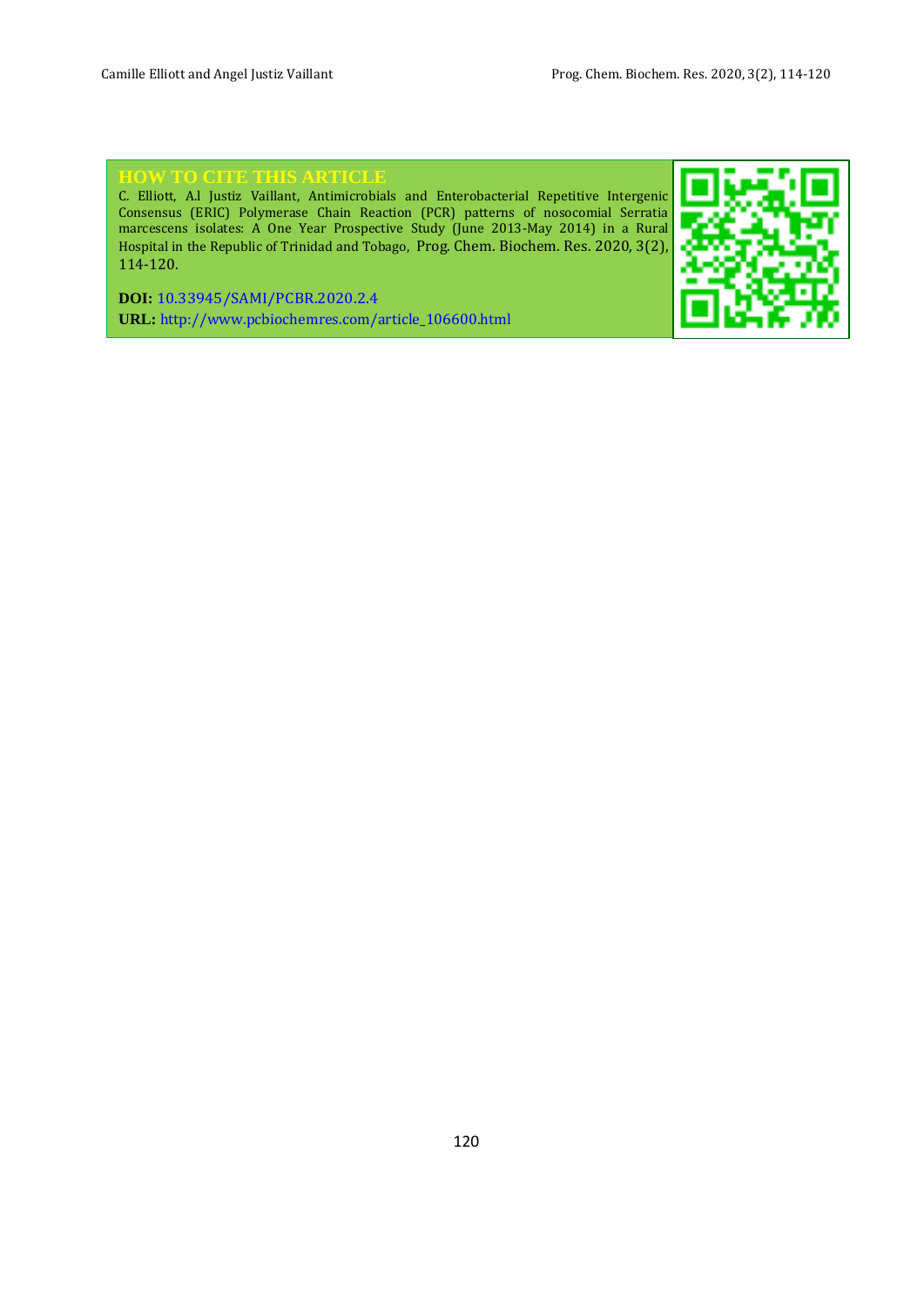## HOW TO CITE THIS ARTICLE

C. Elliott, A.l Justiz Vaillant, Antimicrobials and Enterobacterial Repetitive Intergenic Consensus (ERIC) Polymerase Chain Reaction (PCR) patterns of nosocomial Serratia marcescens isolates: A One Year Prospective Study (June 2013-May 2014) in a Rural Hospital in the Republic of Trinidad and Tobago, Prog. Chem. Biochem. Res. 2020, 3(2), 114-120.

**DOI:** 10.33945/SAMI/PCBR.2020.2.4

**URL:** http://www.pcbiochemres.com/article_106600.html